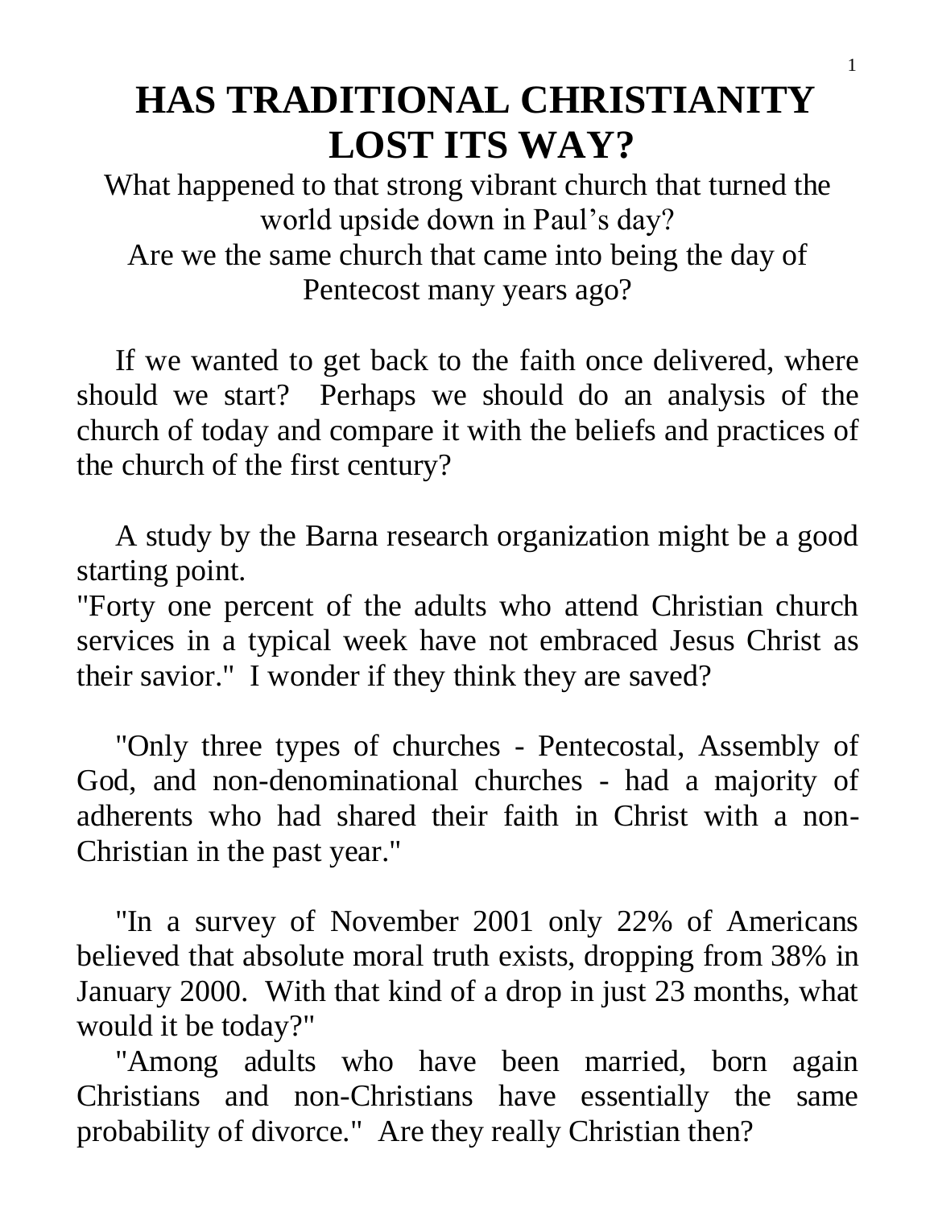# HAS TRADITIONAL CHRISTIANITY LOST ITS WAY?

What happened to that strong vibrant church that turned the world upside down in Paul's day?
Are we the same church that came into being the day of Pentecost many years ago?

If we wanted to get back to the faith once delivered, where should we start? Perhaps we should do an analysis of the church of today and compare it with the beliefs and practices of the church of the first century?

A study by the Barna research organization might be a good starting point.
"Forty one percent of the adults who attend Christian church services in a typical week have not embraced Jesus Christ as their savior." I wonder if they think they are saved?

"Only three types of churches - Pentecostal, Assembly of God, and non-denominational churches - had a majority of adherents who had shared their faith in Christ with a non-Christian in the past year."

"In a survey of November 2001 only 22% of Americans believed that absolute moral truth exists, dropping from 38% in January 2000. With that kind of a drop in just 23 months, what would it be today?"

"Among adults who have been married, born again Christians and non-Christians have essentially the same probability of divorce." Are they really Christian then?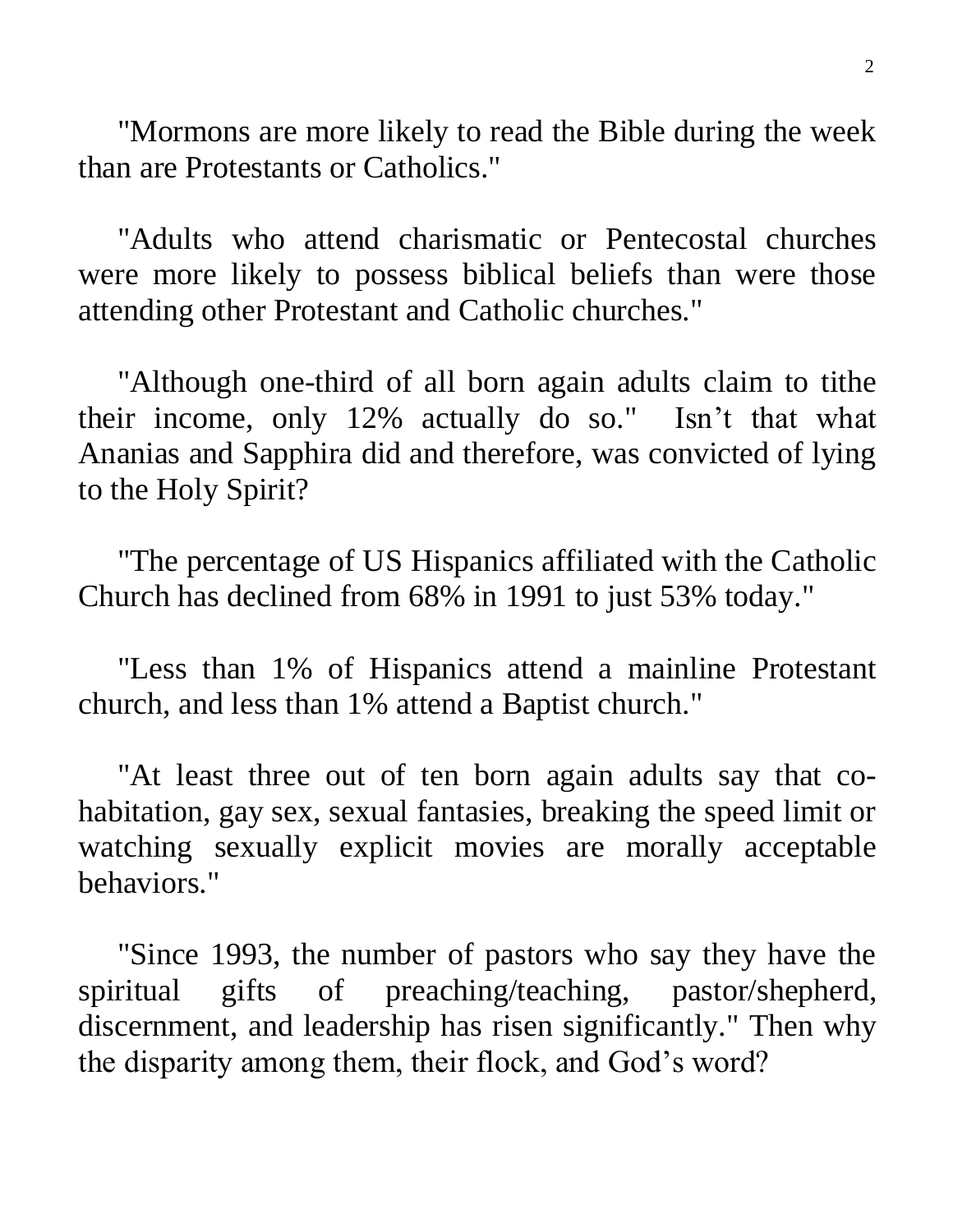"Mormons are more likely to read the Bible during the week than are Protestants or Catholics."

"Adults who attend charismatic or Pentecostal churches were more likely to possess biblical beliefs than were those attending other Protestant and Catholic churches."

"Although one-third of all born again adults claim to tithe their income, only 12% actually do so." Isn't that what Ananias and Sapphira did and therefore, was convicted of lying to the Holy Spirit?

"The percentage of US Hispanics affiliated with the Catholic Church has declined from 68% in 1991 to just 53% today."

"Less than 1% of Hispanics attend a mainline Protestant church, and less than 1% attend a Baptist church."

"At least three out of ten born again adults say that co-habitation, gay sex, sexual fantasies, breaking the speed limit or watching sexually explicit movies are morally acceptable behaviors."

"Since 1993, the number of pastors who say they have the spiritual gifts of preaching/teaching, pastor/shepherd, discernment, and leadership has risen significantly." Then why the disparity among them, their flock, and God's word?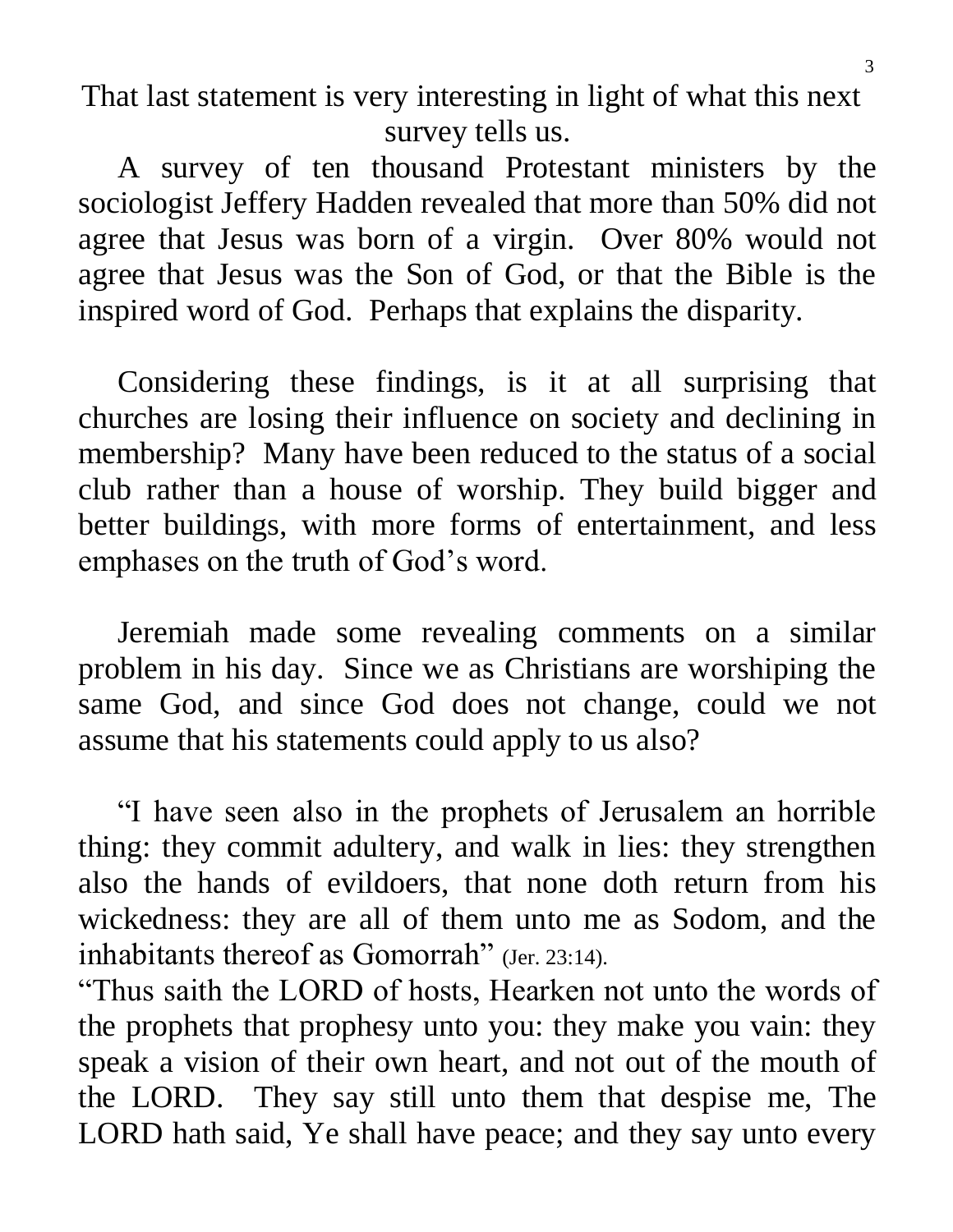That last statement is very interesting in light of what this next survey tells us.

A survey of ten thousand Protestant ministers by the sociologist Jeffery Hadden revealed that more than 50% did not agree that Jesus was born of a virgin. Over 80% would not agree that Jesus was the Son of God, or that the Bible is the inspired word of God. Perhaps that explains the disparity.

Considering these findings, is it at all surprising that churches are losing their influence on society and declining in membership? Many have been reduced to the status of a social club rather than a house of worship. They build bigger and better buildings, with more forms of entertainment, and less emphases on the truth of God's word.

Jeremiah made some revealing comments on a similar problem in his day. Since we as Christians are worshiping the same God, and since God does not change, could we not assume that his statements could apply to us also?

"I have seen also in the prophets of Jerusalem an horrible thing: they commit adultery, and walk in lies: they strengthen also the hands of evildoers, that none doth return from his wickedness: they are all of them unto me as Sodom, and the inhabitants thereof as Gomorrah" (Jer. 23:14).

"Thus saith the LORD of hosts, Hearken not unto the words of the prophets that prophesy unto you: they make you vain: they speak a vision of their own heart, and not out of the mouth of the LORD. They say still unto them that despise me, The LORD hath said, Ye shall have peace; and they say unto every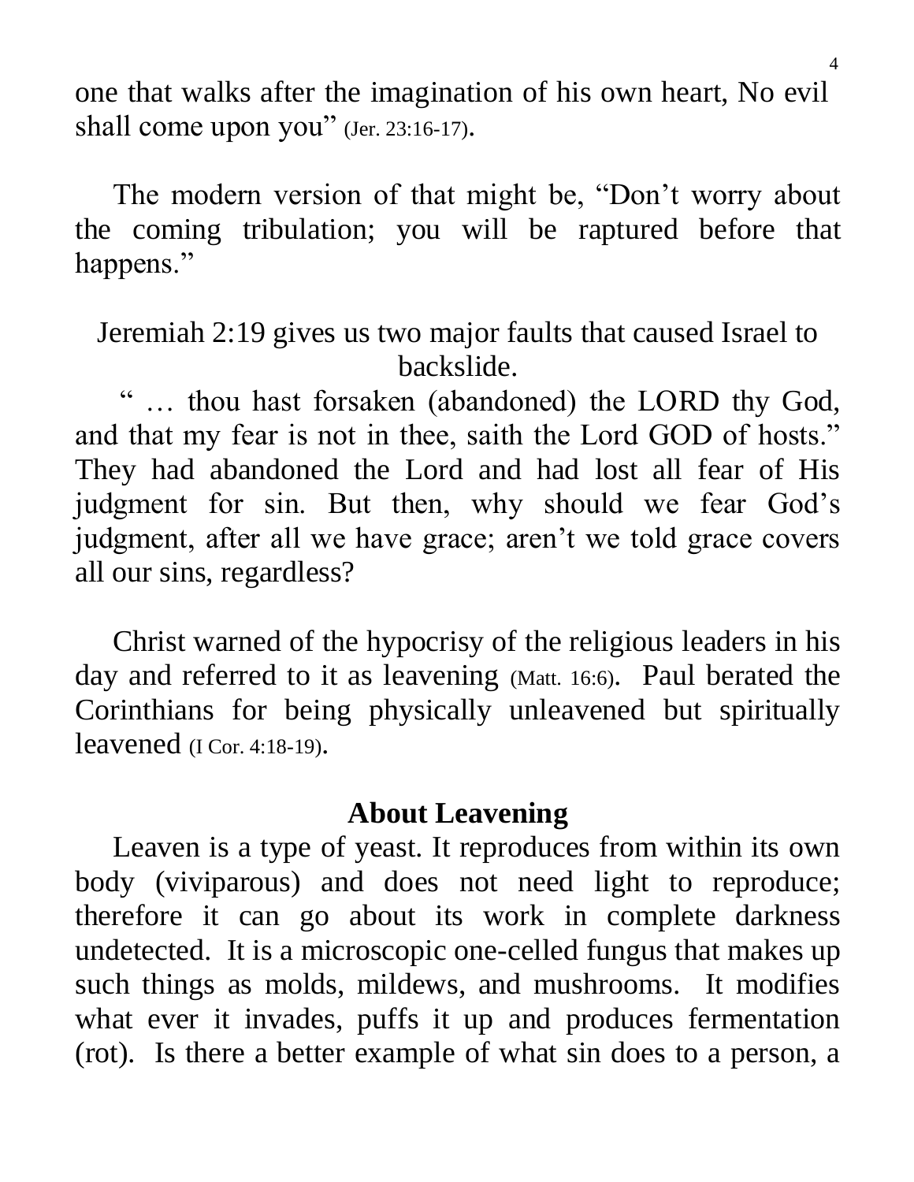one that walks after the imagination of his own heart, No evil shall come upon you" (Jer. 23:16-17).

The modern version of that might be, "Don't worry about the coming tribulation; you will be raptured before that happens."

Jeremiah 2:19 gives us two major faults that caused Israel to backslide.

" … thou hast forsaken (abandoned) the LORD thy God, and that my fear is not in thee, saith the Lord GOD of hosts." They had abandoned the Lord and had lost all fear of His judgment for sin. But then, why should we fear God's judgment, after all we have grace; aren't we told grace covers all our sins, regardless?

Christ warned of the hypocrisy of the religious leaders in his day and referred to it as leavening (Matt. 16:6). Paul berated the Corinthians for being physically unleavened but spiritually leavened (I Cor. 4:18-19).

## About Leavening

Leaven is a type of yeast. It reproduces from within its own body (viviparous) and does not need light to reproduce; therefore it can go about its work in complete darkness undetected. It is a microscopic one-celled fungus that makes up such things as molds, mildews, and mushrooms. It modifies what ever it invades, puffs it up and produces fermentation (rot). Is there a better example of what sin does to a person, a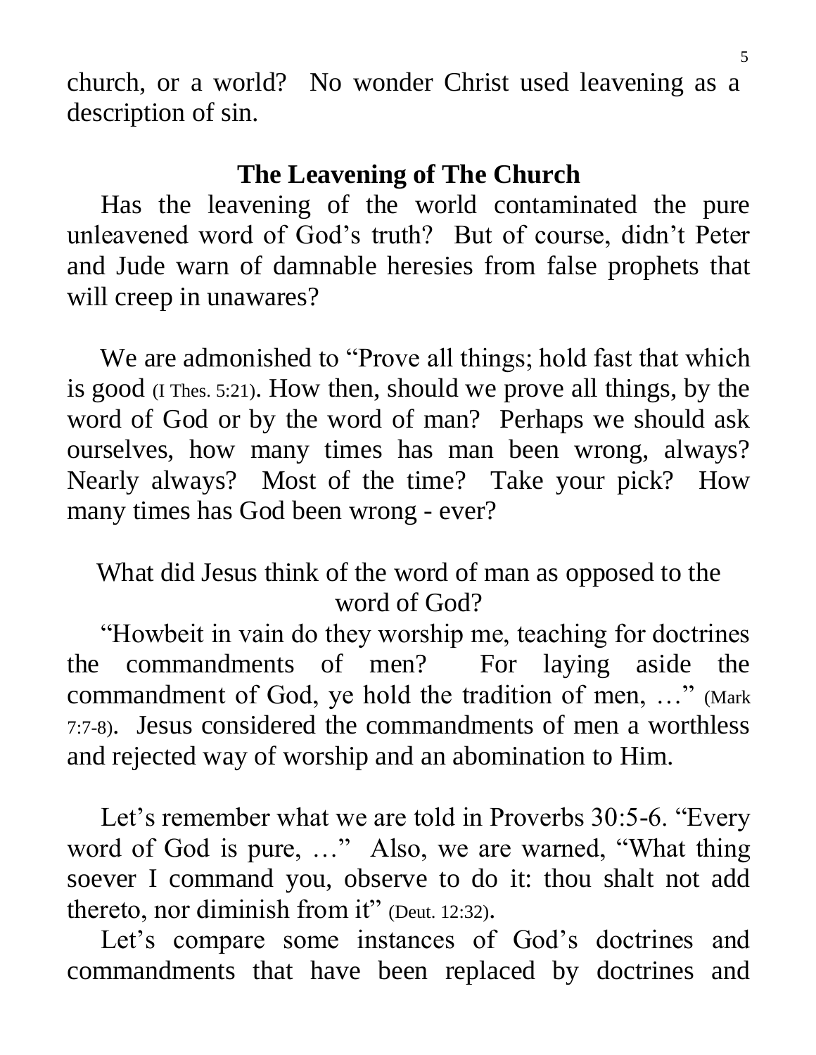church, or a world? No wonder Christ used leavening as a description of sin.

## The Leavening of The Church

Has the leavening of the world contaminated the pure unleavened word of God's truth? But of course, didn't Peter and Jude warn of damnable heresies from false prophets that will creep in unawares?

We are admonished to "Prove all things; hold fast that which is good (I Thes. 5:21). How then, should we prove all things, by the word of God or by the word of man? Perhaps we should ask ourselves, how many times has man been wrong, always? Nearly always? Most of the time? Take your pick? How many times has God been wrong - ever?

What did Jesus think of the word of man as opposed to the word of God?

"Howbeit in vain do they worship me, teaching for doctrines the commandments of men? For laying aside the commandment of God, ye hold the tradition of men, …" (Mark 7:7-8). Jesus considered the commandments of men a worthless and rejected way of worship and an abomination to Him.

Let's remember what we are told in Proverbs 30:5-6. "Every word of God is pure, …" Also, we are warned, "What thing soever I command you, observe to do it: thou shalt not add thereto, nor diminish from it" (Deut. 12:32).

Let's compare some instances of God's doctrines and commandments that have been replaced by doctrines and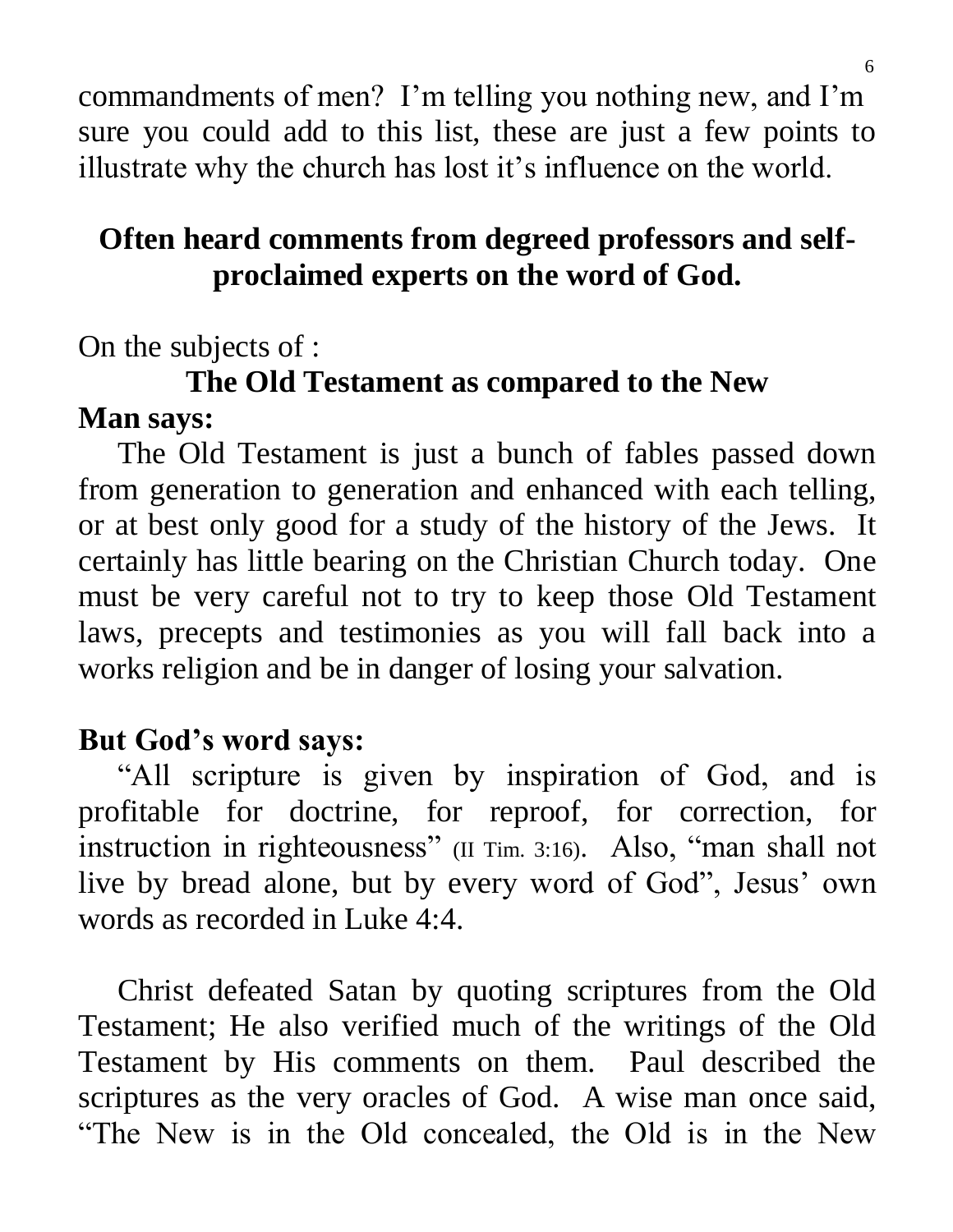commandments of men? I'm telling you nothing new, and I'm sure you could add to this list, these are just a few points to illustrate why the church has lost it's influence on the world.

## Often heard comments from degreed professors and self-proclaimed experts on the word of God.

On the subjects of :

**The Old Testament as compared to the New**

**Man says:**

The Old Testament is just a bunch of fables passed down from generation to generation and enhanced with each telling, or at best only good for a study of the history of the Jews. It certainly has little bearing on the Christian Church today. One must be very careful not to try to keep those Old Testament laws, precepts and testimonies as you will fall back into a works religion and be in danger of losing your salvation.

**But God's word says:**

"All scripture is given by inspiration of God, and is profitable for doctrine, for reproof, for correction, for instruction in righteousness" (II Tim. 3:16). Also, "man shall not live by bread alone, but by every word of God", Jesus' own words as recorded in Luke 4:4.

Christ defeated Satan by quoting scriptures from the Old Testament; He also verified much of the writings of the Old Testament by His comments on them. Paul described the scriptures as the very oracles of God. A wise man once said, "The New is in the Old concealed, the Old is in the New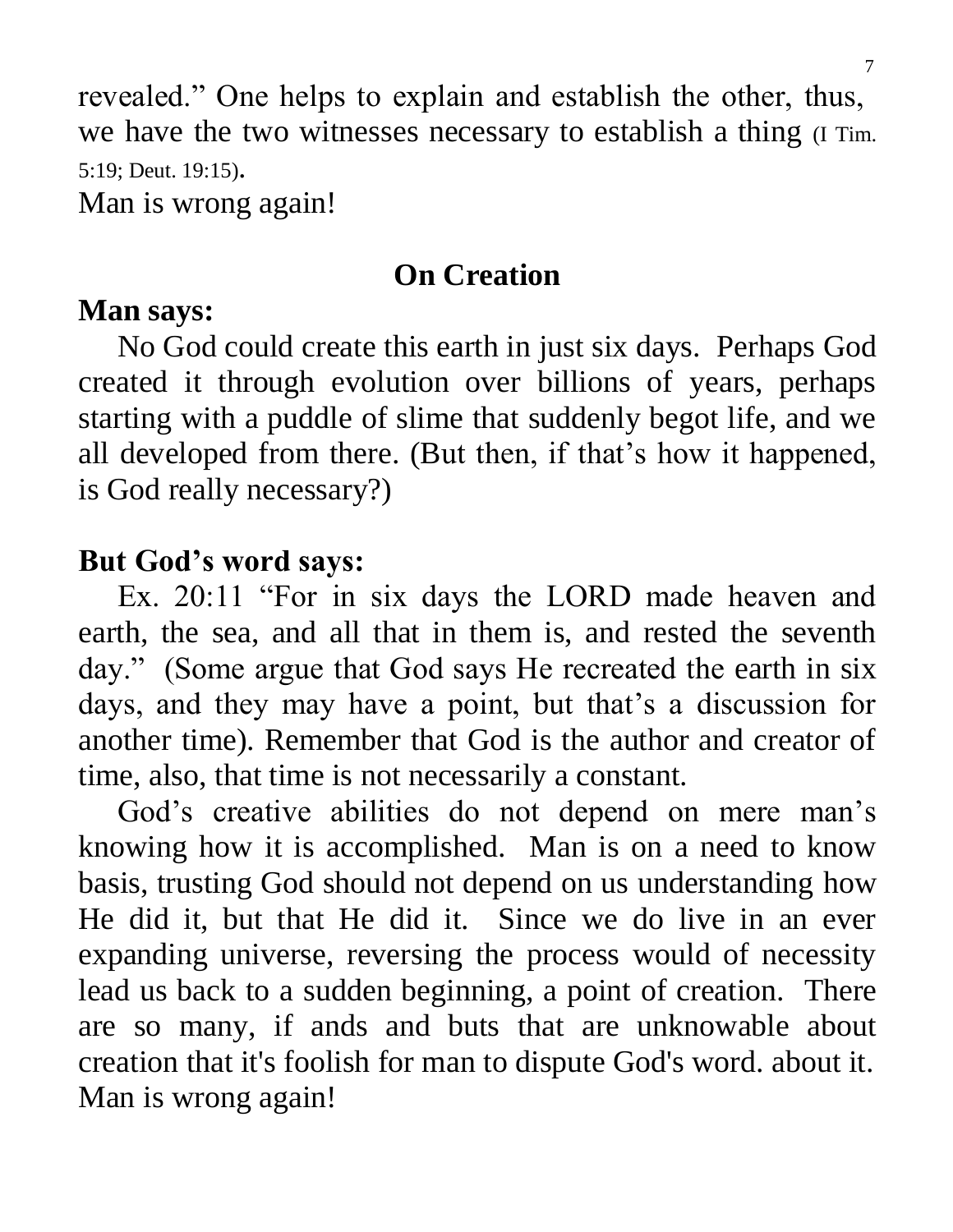revealed." One helps to explain and establish the other, thus, we have the two witnesses necessary to establish a thing (I Tim. 5:19; Deut. 19:15).
Man is wrong again!

## On Creation

**Man says:**

No God could create this earth in just six days. Perhaps God created it through evolution over billions of years, perhaps starting with a puddle of slime that suddenly begot life, and we all developed from there. (But then, if that's how it happened, is God really necessary?)

**But God's word says:**

Ex. 20:11 "For in six days the LORD made heaven and earth, the sea, and all that in them is, and rested the seventh day." (Some argue that God says He recreated the earth in six days, and they may have a point, but that's a discussion for another time). Remember that God is the author and creator of time, also, that time is not necessarily a constant.

God's creative abilities do not depend on mere man's knowing how it is accomplished. Man is on a need to know basis, trusting God should not depend on us understanding how He did it, but that He did it. Since we do live in an ever expanding universe, reversing the process would of necessity lead us back to a sudden beginning, a point of creation. There are so many, if ands and buts that are unknowable about creation that it's foolish for man to dispute God's word. about it.
Man is wrong again!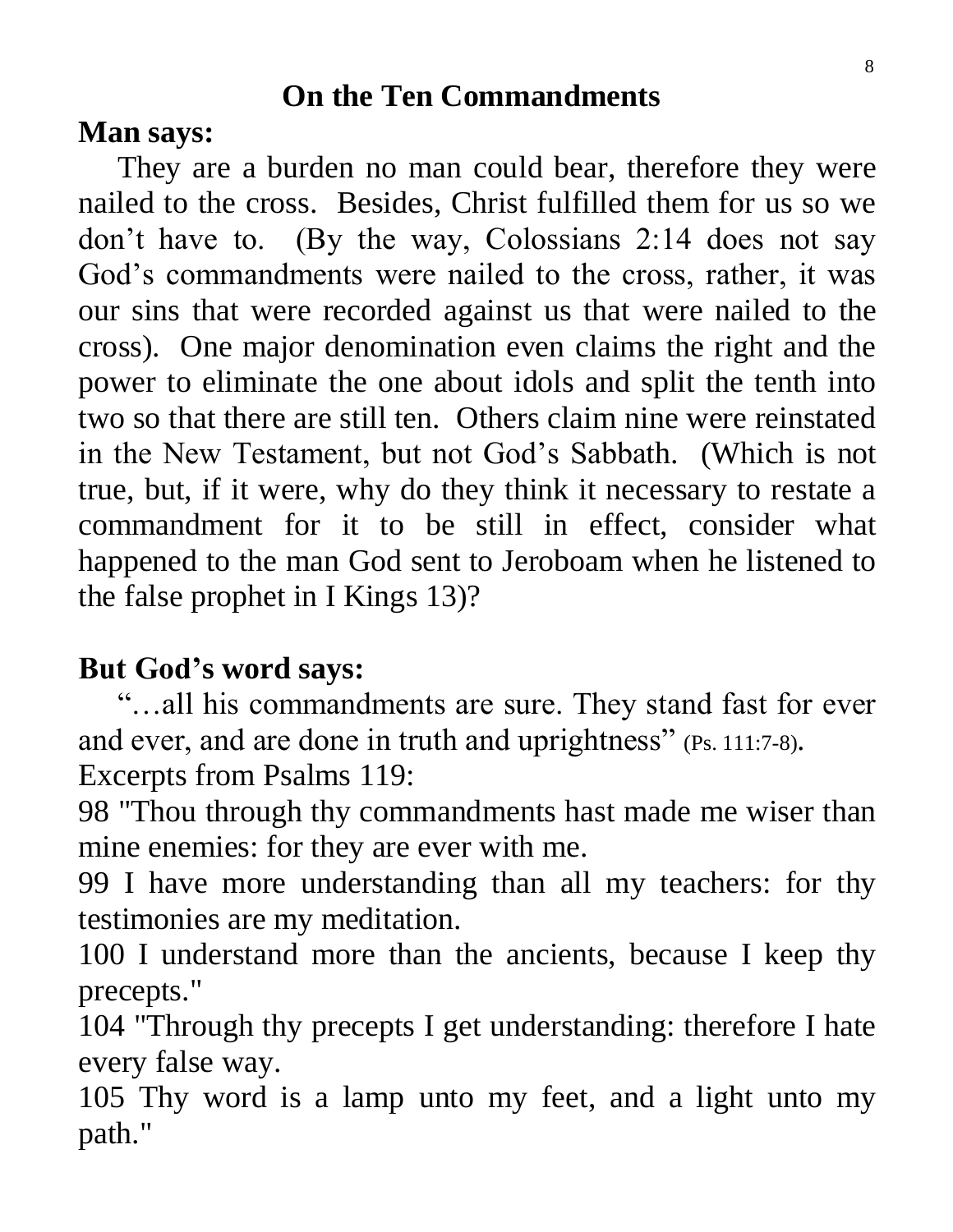## On the Ten Commandments

**Man says:**

They are a burden no man could bear, therefore they were nailed to the cross. Besides, Christ fulfilled them for us so we don't have to. (By the way, Colossians 2:14 does not say God's commandments were nailed to the cross, rather, it was our sins that were recorded against us that were nailed to the cross). One major denomination even claims the right and the power to eliminate the one about idols and split the tenth into two so that there are still ten. Others claim nine were reinstated in the New Testament, but not God's Sabbath. (Which is not true, but, if it were, why do they think it necessary to restate a commandment for it to be still in effect, consider what happened to the man God sent to Jeroboam when he listened to the false prophet in I Kings 13)?

**But God's word says:**

"…all his commandments are sure. They stand fast for ever and ever, and are done in truth and uprightness" (Ps. 111:7-8).

Excerpts from Psalms 119:

98 "Thou through thy commandments hast made me wiser than mine enemies: for they are ever with me.

99 I have more understanding than all my teachers: for thy testimonies are my meditation.

100 I understand more than the ancients, because I keep thy precepts."

104 "Through thy precepts I get understanding: therefore I hate every false way.

105 Thy word is a lamp unto my feet, and a light unto my path."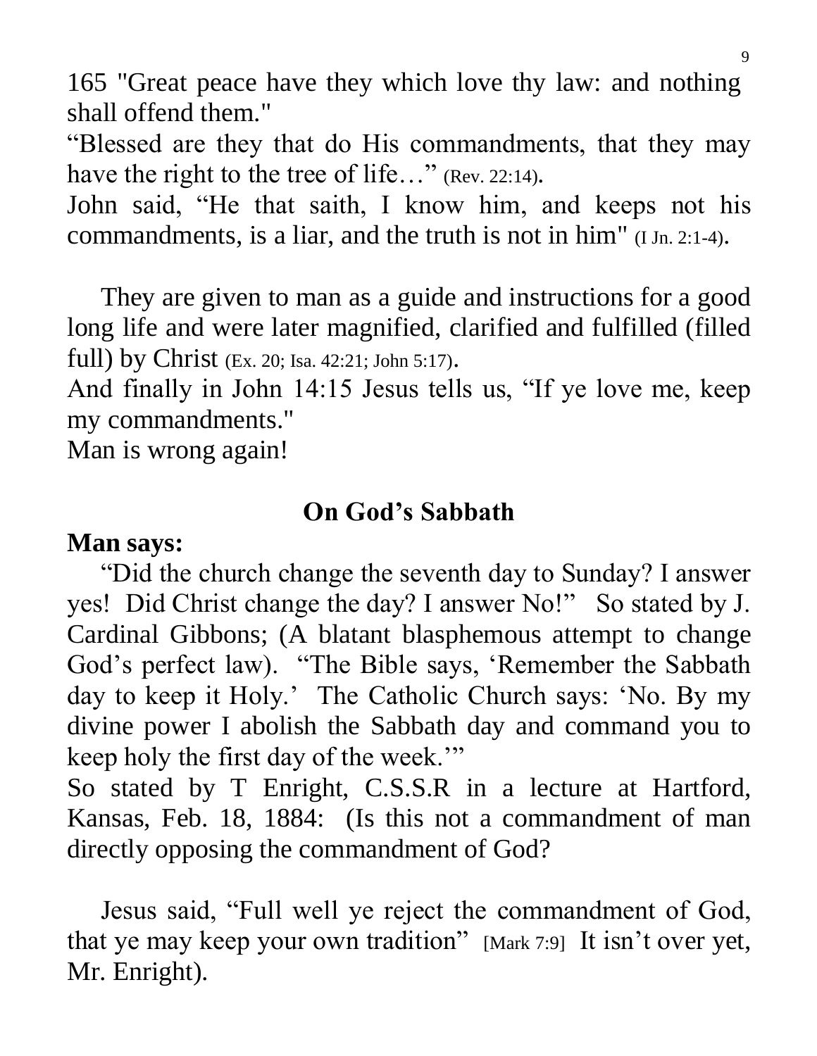165 "Great peace have they which love thy law: and nothing shall offend them."

"Blessed are they that do His commandments, that they may have the right to the tree of life…" (Rev. 22:14).

John said, "He that saith, I know him, and keeps not his commandments, is a liar, and the truth is not in him" (I Jn. 2:1-4).

They are given to man as a guide and instructions for a good long life and were later magnified, clarified and fulfilled (filled full) by Christ (Ex. 20; Isa. 42:21; John 5:17).

And finally in John 14:15 Jesus tells us, "If ye love me, keep my commandments."

Man is wrong again!

## On God's Sabbath

**Man says:**

"Did the church change the seventh day to Sunday? I answer yes! Did Christ change the day? I answer No!" So stated by J. Cardinal Gibbons; (A blatant blasphemous attempt to change God's perfect law). "The Bible says, 'Remember the Sabbath day to keep it Holy.' The Catholic Church says: 'No. By my divine power I abolish the Sabbath day and command you to keep holy the first day of the week.'"

So stated by T Enright, C.S.S.R in a lecture at Hartford, Kansas, Feb. 18, 1884: (Is this not a commandment of man directly opposing the commandment of God?

Jesus said, "Full well ye reject the commandment of God, that ye may keep your own tradition" [Mark 7:9] It isn't over yet, Mr. Enright).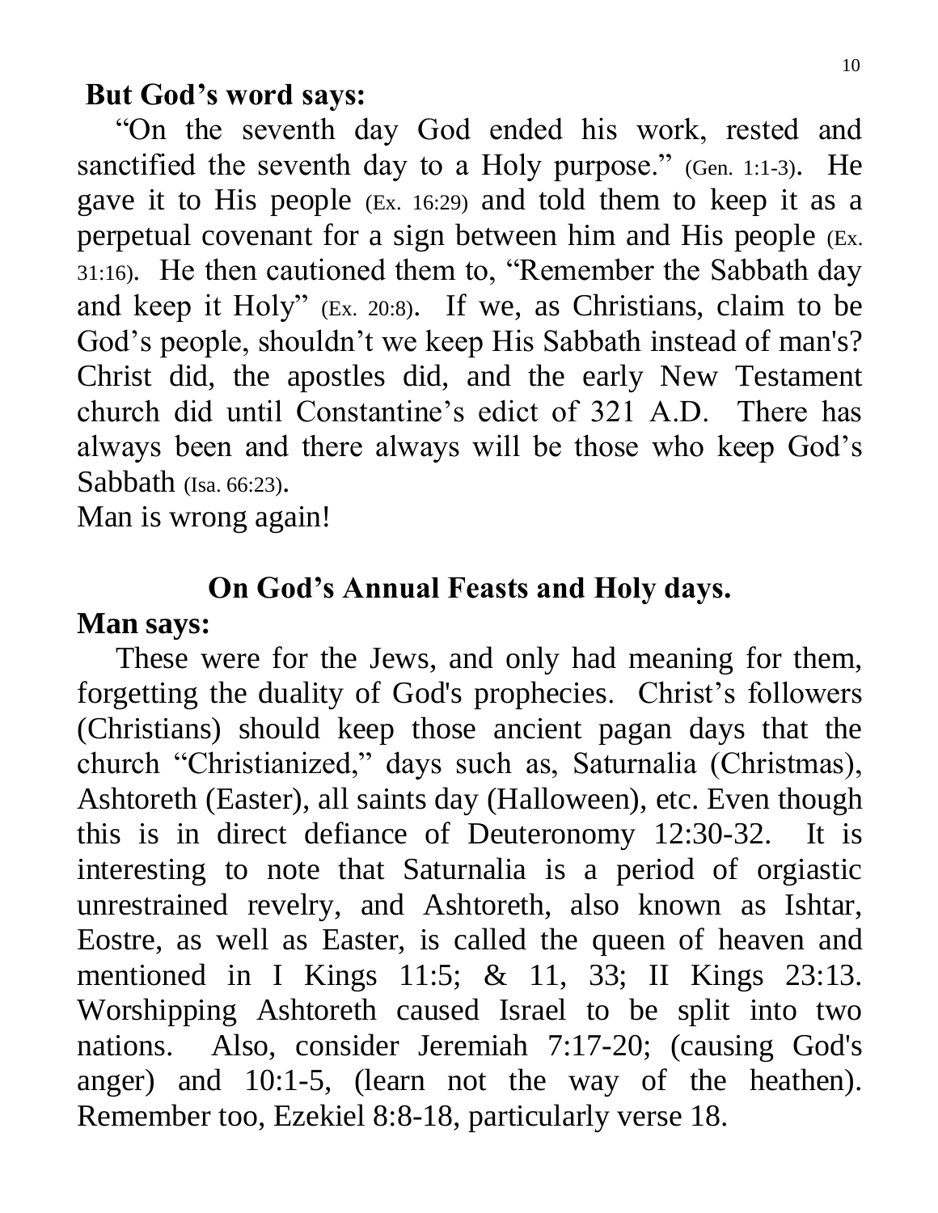**But God's word says:**

"On the seventh day God ended his work, rested and sanctified the seventh day to a Holy purpose." (Gen. 1:1-3). He gave it to His people (Ex. 16:29) and told them to keep it as a perpetual covenant for a sign between him and His people (Ex. 31:16). He then cautioned them to, "Remember the Sabbath day and keep it Holy" (Ex. 20:8). If we, as Christians, claim to be God's people, shouldn't we keep His Sabbath instead of man's? Christ did, the apostles did, and the early New Testament church did until Constantine's edict of 321 A.D. There has always been and there always will be those who keep God's Sabbath (Isa. 66:23).

Man is wrong again!

## On God's Annual Feasts and Holy days.

**Man says:**

These were for the Jews, and only had meaning for them, forgetting the duality of God's prophecies. Christ's followers (Christians) should keep those ancient pagan days that the church "Christianized," days such as, Saturnalia (Christmas), Ashtoreth (Easter), all saints day (Halloween), etc. Even though this is in direct defiance of Deuteronomy 12:30-32. It is interesting to note that Saturnalia is a period of orgiastic unrestrained revelry, and Ashtoreth, also known as Ishtar, Eostre, as well as Easter, is called the queen of heaven and mentioned in I Kings 11:5; & 11, 33; II Kings 23:13. Worshipping Ashtoreth caused Israel to be split into two nations. Also, consider Jeremiah 7:17-20; (causing God's anger) and 10:1-5, (learn not the way of the heathen). Remember too, Ezekiel 8:8-18, particularly verse 18.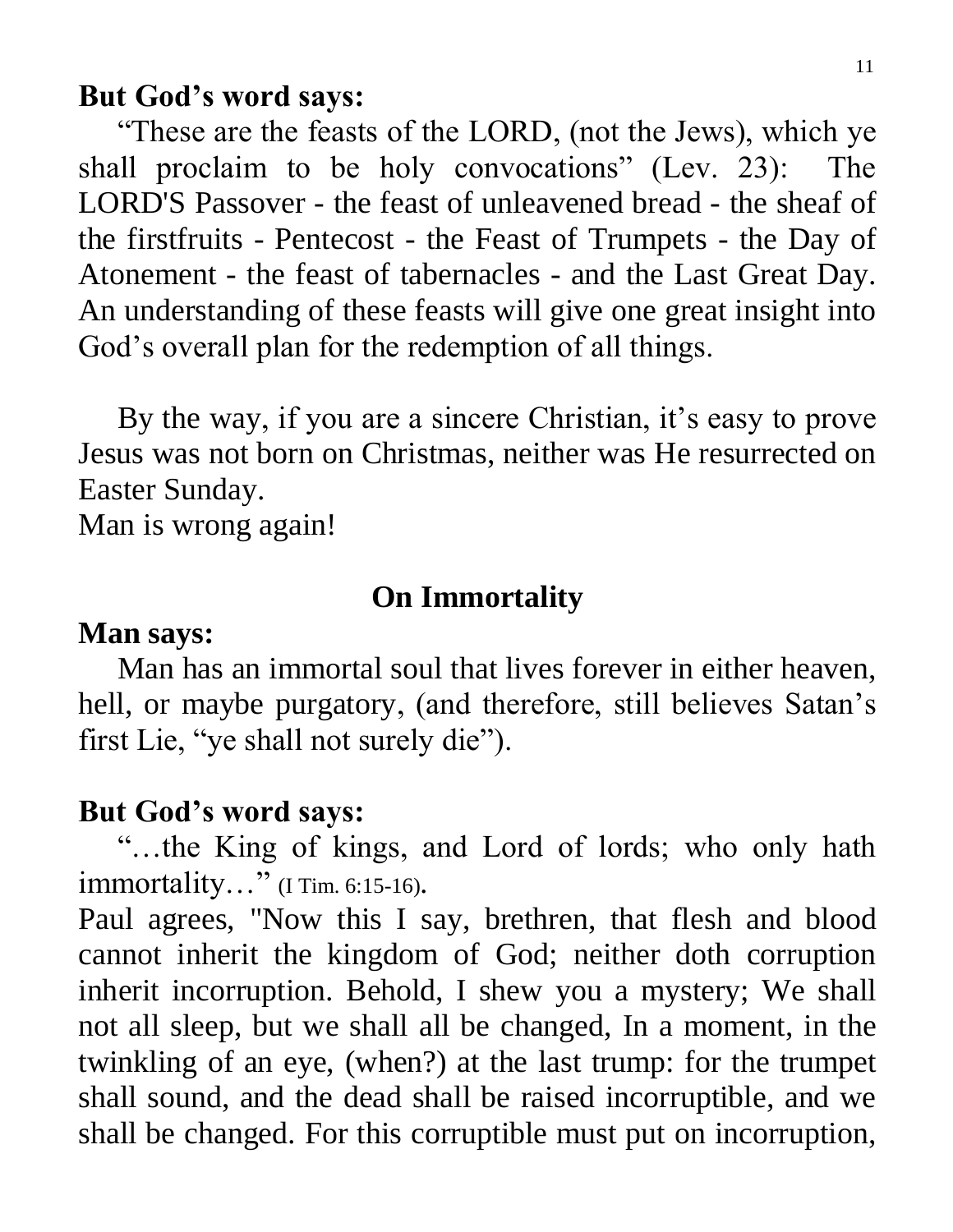**But God's word says:**

"These are the feasts of the LORD, (not the Jews), which ye shall proclaim to be holy convocations" (Lev. 23): The LORD'S Passover - the feast of unleavened bread - the sheaf of the firstfruits - Pentecost - the Feast of Trumpets - the Day of Atonement - the feast of tabernacles - and the Last Great Day. An understanding of these feasts will give one great insight into God's overall plan for the redemption of all things.

By the way, if you are a sincere Christian, it's easy to prove Jesus was not born on Christmas, neither was He resurrected on Easter Sunday.
Man is wrong again!

## On Immortality

**Man says:**

Man has an immortal soul that lives forever in either heaven, hell, or maybe purgatory, (and therefore, still believes Satan's first Lie, "ye shall not surely die").

**But God's word says:**

"…the King of kings, and Lord of lords; who only hath immortality…" (I Tim. 6:15-16).
Paul agrees, "Now this I say, brethren, that flesh and blood cannot inherit the kingdom of God; neither doth corruption inherit incorruption. Behold, I shew you a mystery; We shall not all sleep, but we shall all be changed, In a moment, in the twinkling of an eye, (when?) at the last trump: for the trumpet shall sound, and the dead shall be raised incorruptible, and we shall be changed. For this corruptible must put on incorruption,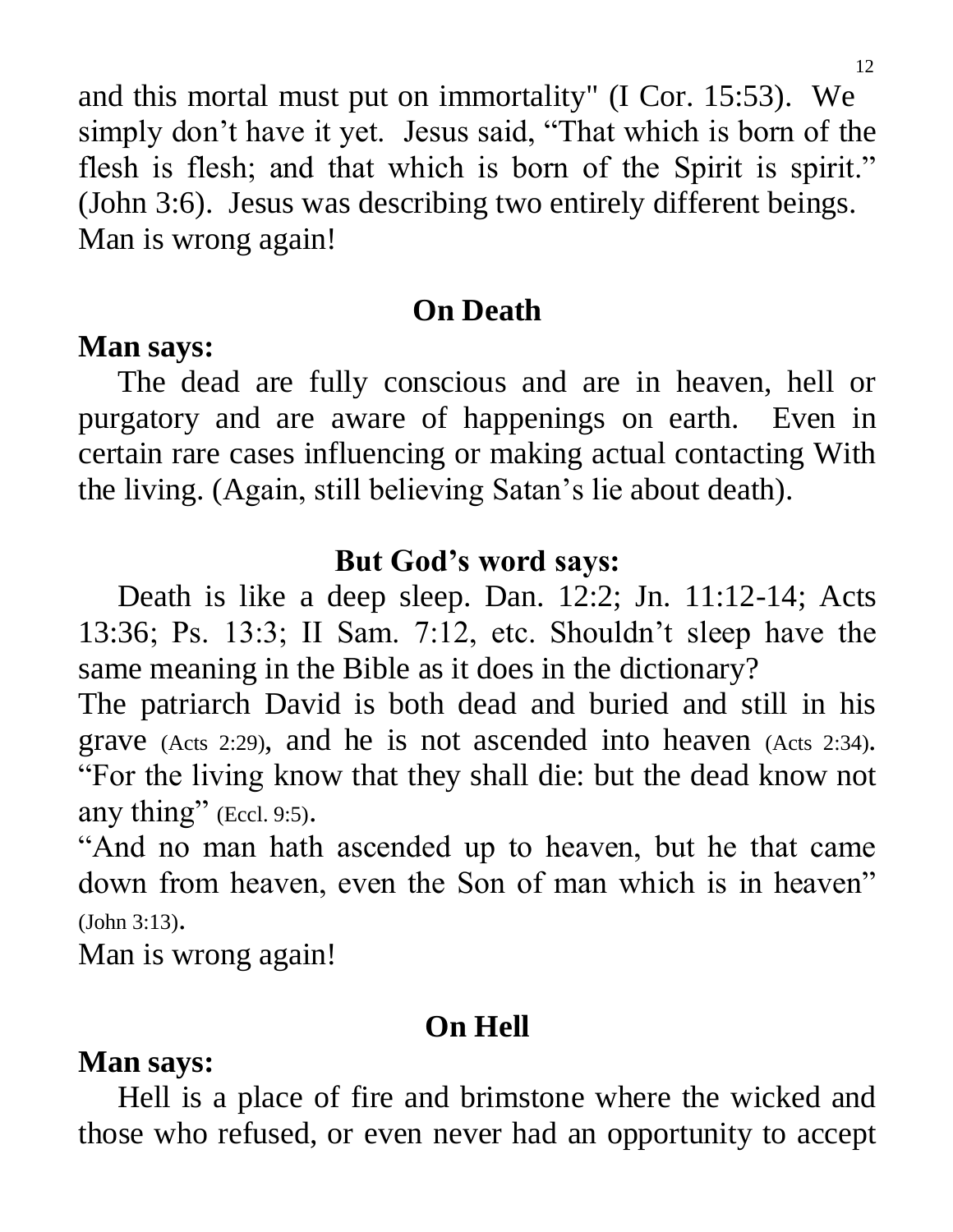and this mortal must put on immortality" (I Cor. 15:53). We simply don’t have it yet. Jesus said, “That which is born of the flesh is flesh; and that which is born of the Spirit is spirit.” (John 3:6). Jesus was describing two entirely different beings. Man is wrong again!

## On Death

**Man says:**

The dead are fully conscious and are in heaven, hell or purgatory and are aware of happenings on earth. Even in certain rare cases influencing or making actual contacting With the living. (Again, still believing Satan’s lie about death).

## But God’s word says:

Death is like a deep sleep. Dan. 12:2; Jn. 11:12-14; Acts 13:36; Ps. 13:3; II Sam. 7:12, etc. Shouldn’t sleep have the same meaning in the Bible as it does in the dictionary?

The patriarch David is both dead and buried and still in his grave (Acts 2:29), and he is not ascended into heaven (Acts 2:34). “For the living know that they shall die: but the dead know not any thing” (Eccl. 9:5).

“And no man hath ascended up to heaven, but he that came down from heaven, even the Son of man which is in heaven” (John 3:13).

Man is wrong again!

## On Hell

**Man says:**

Hell is a place of fire and brimstone where the wicked and those who refused, or even never had an opportunity to accept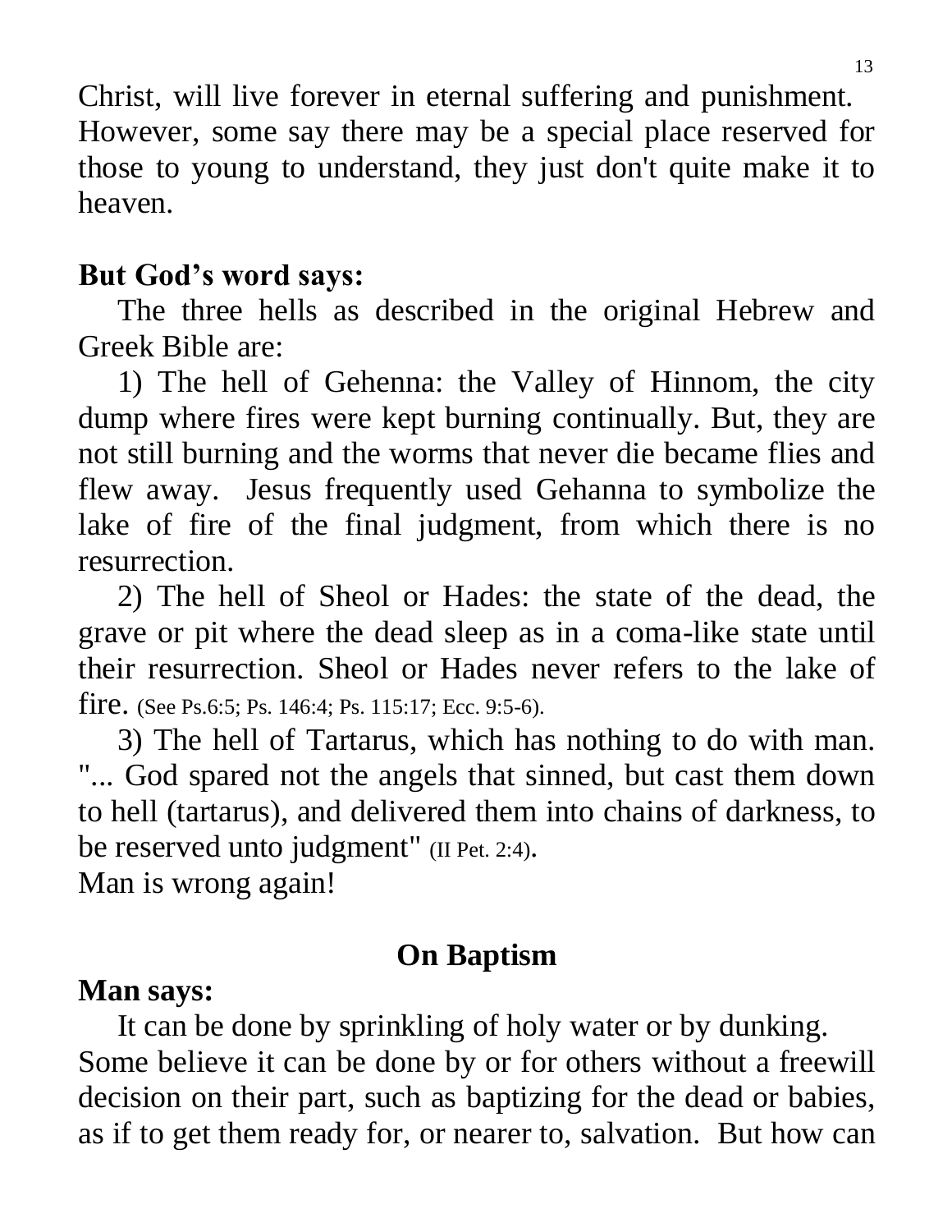Christ, will live forever in eternal suffering and punishment. However, some say there may be a special place reserved for those to young to understand, they just don't quite make it to heaven.

**But God's word says:**

The three hells as described in the original Hebrew and Greek Bible are:

1) The hell of Gehenna: the Valley of Hinnom, the city dump where fires were kept burning continually. But, they are not still burning and the worms that never die became flies and flew away. Jesus frequently used Gehanna to symbolize the lake of fire of the final judgment, from which there is no resurrection.

2) The hell of Sheol or Hades: the state of the dead, the grave or pit where the dead sleep as in a coma-like state until their resurrection. Sheol or Hades never refers to the lake of fire. (See Ps.6:5; Ps. 146:4; Ps. 115:17; Ecc. 9:5-6).

3) The hell of Tartarus, which has nothing to do with man. "... God spared not the angels that sinned, but cast them down to hell (tartarus), and delivered them into chains of darkness, to be reserved unto judgment" (II Pet. 2:4).

Man is wrong again!

## On Baptism

**Man says:**

It can be done by sprinkling of holy water or by dunking. Some believe it can be done by or for others without a freewill decision on their part, such as baptizing for the dead or babies, as if to get them ready for, or nearer to, salvation. But how can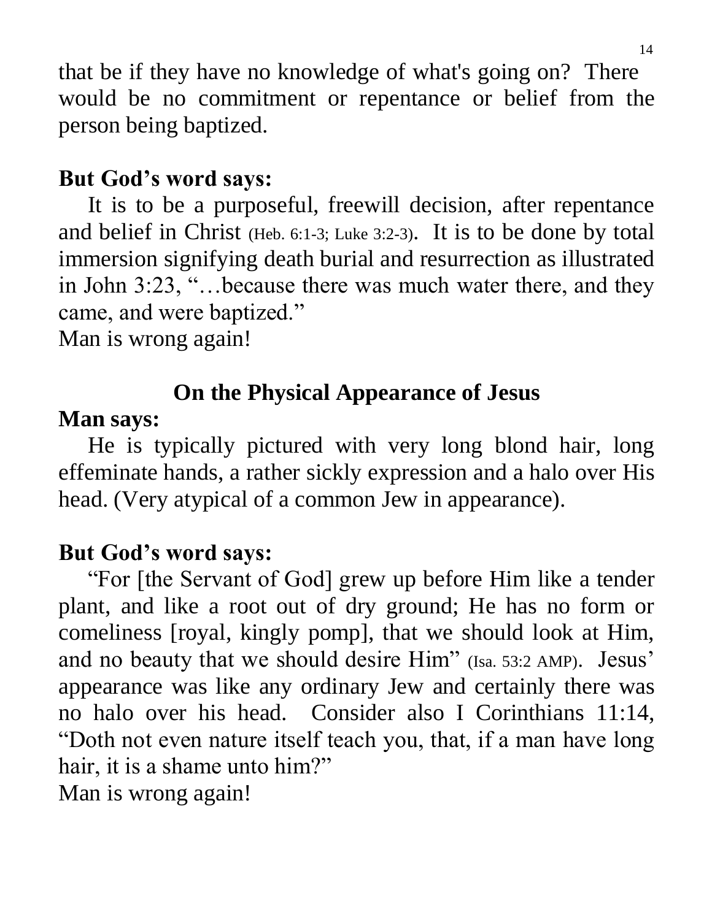that be if they have no knowledge of what's going on? There would be no commitment or repentance or belief from the person being baptized.

**But God's word says:**

It is to be a purposeful, freewill decision, after repentance and belief in Christ (Heb. 6:1-3; Luke 3:2-3). It is to be done by total immersion signifying death burial and resurrection as illustrated in John 3:23, "…because there was much water there, and they came, and were baptized."

Man is wrong again!

## On the Physical Appearance of Jesus

**Man says:**

He is typically pictured with very long blond hair, long effeminate hands, a rather sickly expression and a halo over His head. (Very atypical of a common Jew in appearance).

**But God's word says:**

"For [the Servant of God] grew up before Him like a tender plant, and like a root out of dry ground; He has no form or comeliness [royal, kingly pomp], that we should look at Him, and no beauty that we should desire Him" (Isa. 53:2 AMP). Jesus' appearance was like any ordinary Jew and certainly there was no halo over his head. Consider also I Corinthians 11:14, "Doth not even nature itself teach you, that, if a man have long hair, it is a shame unto him?"

Man is wrong again!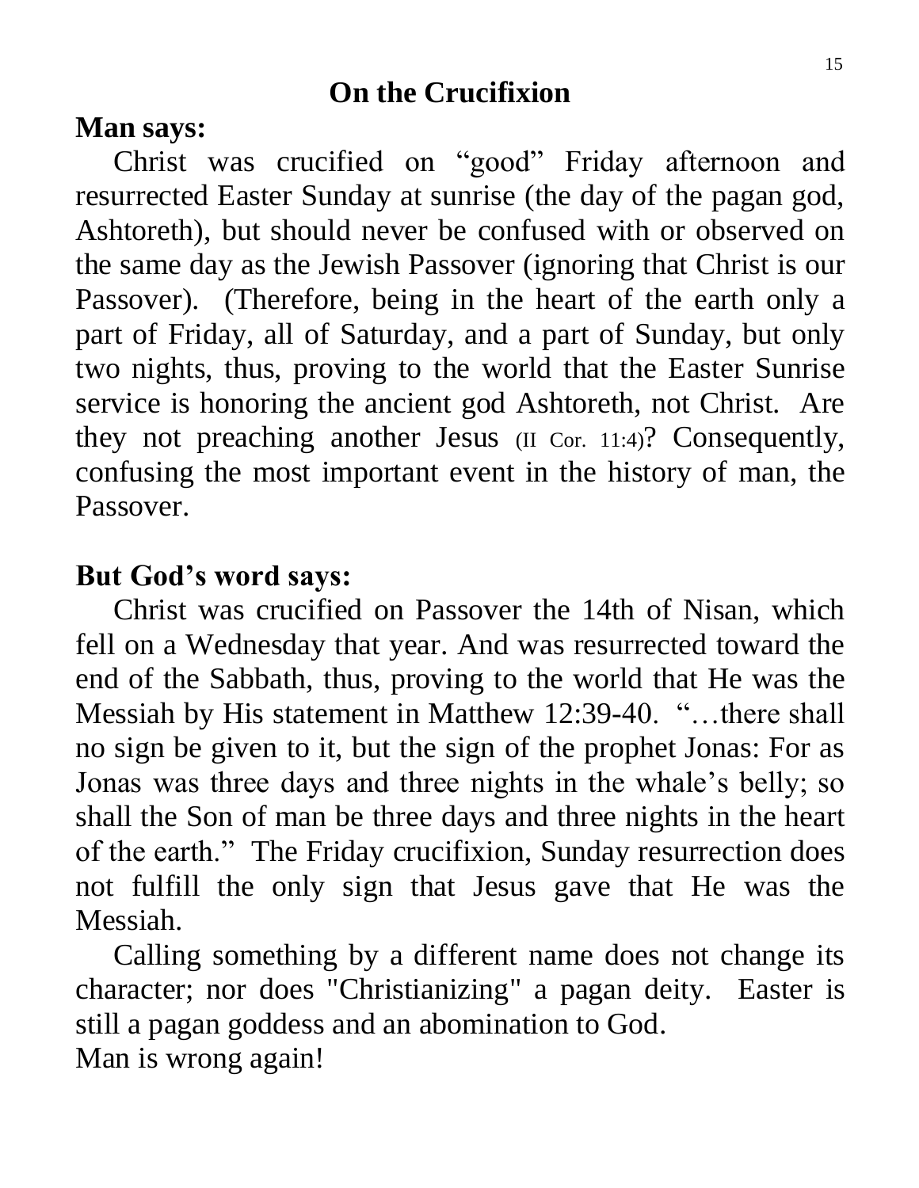## On the Crucifixion

**Man says:**

Christ was crucified on "good" Friday afternoon and resurrected Easter Sunday at sunrise (the day of the pagan god, Ashtoreth), but should never be confused with or observed on the same day as the Jewish Passover (ignoring that Christ is our Passover). (Therefore, being in the heart of the earth only a part of Friday, all of Saturday, and a part of Sunday, but only two nights, thus, proving to the world that the Easter Sunrise service is honoring the ancient god Ashtoreth, not Christ. Are they not preaching another Jesus (II Cor. 11:4)? Consequently, confusing the most important event in the history of man, the Passover.

**But God's word says:**

Christ was crucified on Passover the 14th of Nisan, which fell on a Wednesday that year. And was resurrected toward the end of the Sabbath, thus, proving to the world that He was the Messiah by His statement in Matthew 12:39-40. "…there shall no sign be given to it, but the sign of the prophet Jonas: For as Jonas was three days and three nights in the whale's belly; so shall the Son of man be three days and three nights in the heart of the earth." The Friday crucifixion, Sunday resurrection does not fulfill the only sign that Jesus gave that He was the Messiah.

Calling something by a different name does not change its character; nor does "Christianizing" a pagan deity. Easter is still a pagan goddess and an abomination to God.

Man is wrong again!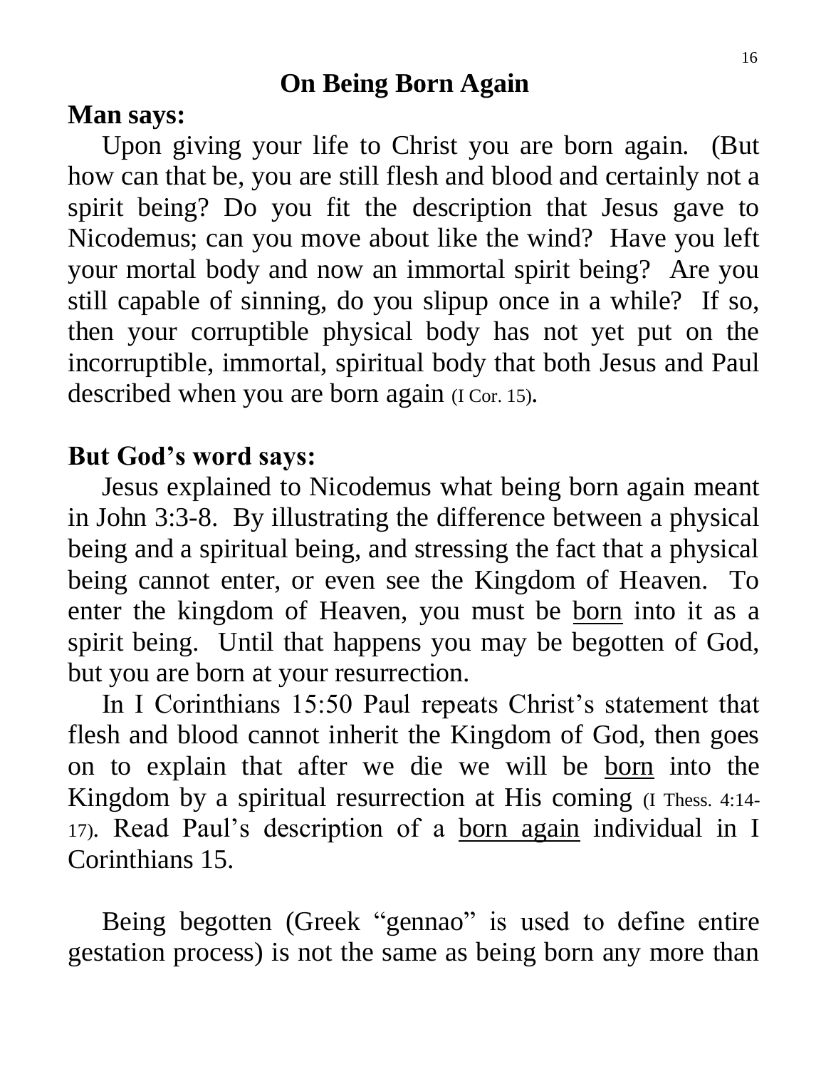# On Being Born Again

**Man says:**

Upon giving your life to Christ you are born again. (But how can that be, you are still flesh and blood and certainly not a spirit being? Do you fit the description that Jesus gave to Nicodemus; can you move about like the wind? Have you left your mortal body and now an immortal spirit being? Are you still capable of sinning, do you slipup once in a while? If so, then your corruptible physical body has not yet put on the incorruptible, immortal, spiritual body that both Jesus and Paul described when you are born again (I Cor. 15).

**But God's word says:**

Jesus explained to Nicodemus what being born again meant in John 3:3-8. By illustrating the difference between a physical being and a spiritual being, and stressing the fact that a physical being cannot enter, or even see the Kingdom of Heaven. To enter the kingdom of Heaven, you must be <u>born</u> into it as a spirit being. Until that happens you may be begotten of God, but you are born at your resurrection.

In I Corinthians 15:50 Paul repeats Christ's statement that flesh and blood cannot inherit the Kingdom of God, then goes on to explain that after we die we will be <u>born</u> into the Kingdom by a spiritual resurrection at His coming (I Thess. 4:14-17). Read Paul's description of a <u>born again</u> individual in I Corinthians 15.

Being begotten (Greek "gennao" is used to define entire gestation process) is not the same as being born any more than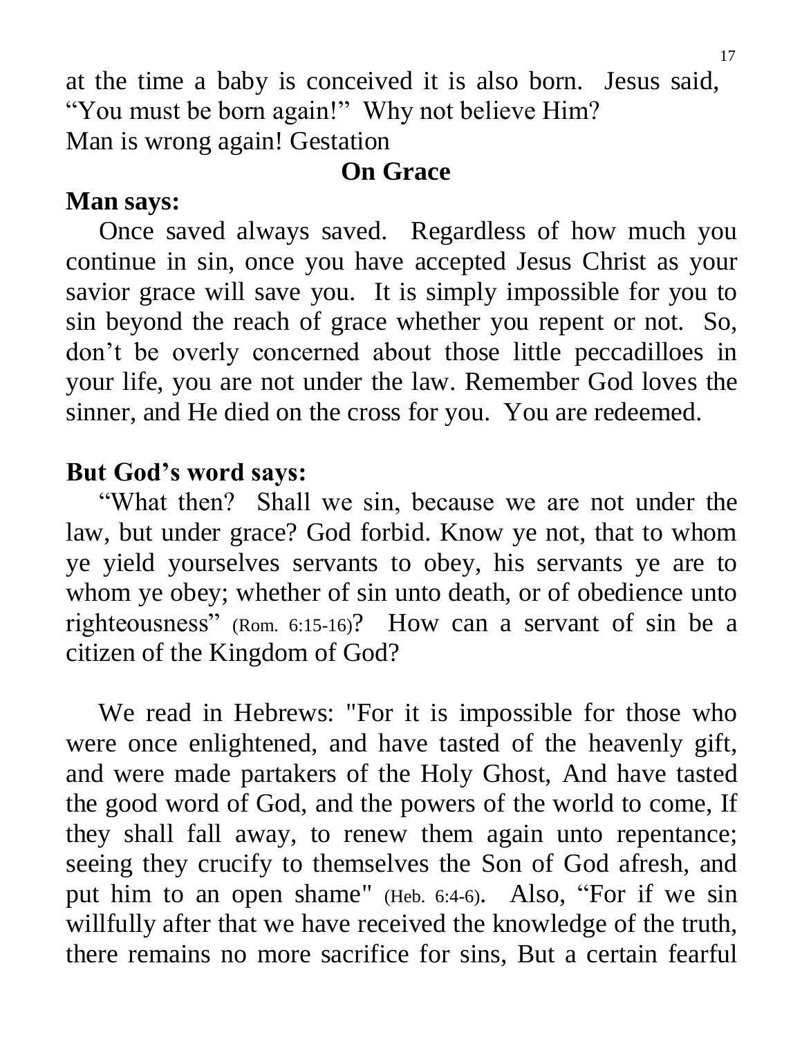at the time a baby is conceived it is also born. Jesus said, "You must be born again!" Why not believe Him?
Man is wrong again! Gestation

## On Grace

**Man says:**

Once saved always saved. Regardless of how much you continue in sin, once you have accepted Jesus Christ as your savior grace will save you. It is simply impossible for you to sin beyond the reach of grace whether you repent or not. So, don't be overly concerned about those little peccadilloes in your life, you are not under the law. Remember God loves the sinner, and He died on the cross for you. You are redeemed.

**But God's word says:**

"What then? Shall we sin, because we are not under the law, but under grace? God forbid. Know ye not, that to whom ye yield yourselves servants to obey, his servants ye are to whom ye obey; whether of sin unto death, or of obedience unto righteousness" (Rom. 6:15-16)? How can a servant of sin be a citizen of the Kingdom of God?

We read in Hebrews: "For it is impossible for those who were once enlightened, and have tasted of the heavenly gift, and were made partakers of the Holy Ghost, And have tasted the good word of God, and the powers of the world to come, If they shall fall away, to renew them again unto repentance; seeing they crucify to themselves the Son of God afresh, and put him to an open shame" (Heb. 6:4-6). Also, "For if we sin willfully after that we have received the knowledge of the truth, there remains no more sacrifice for sins, But a certain fearful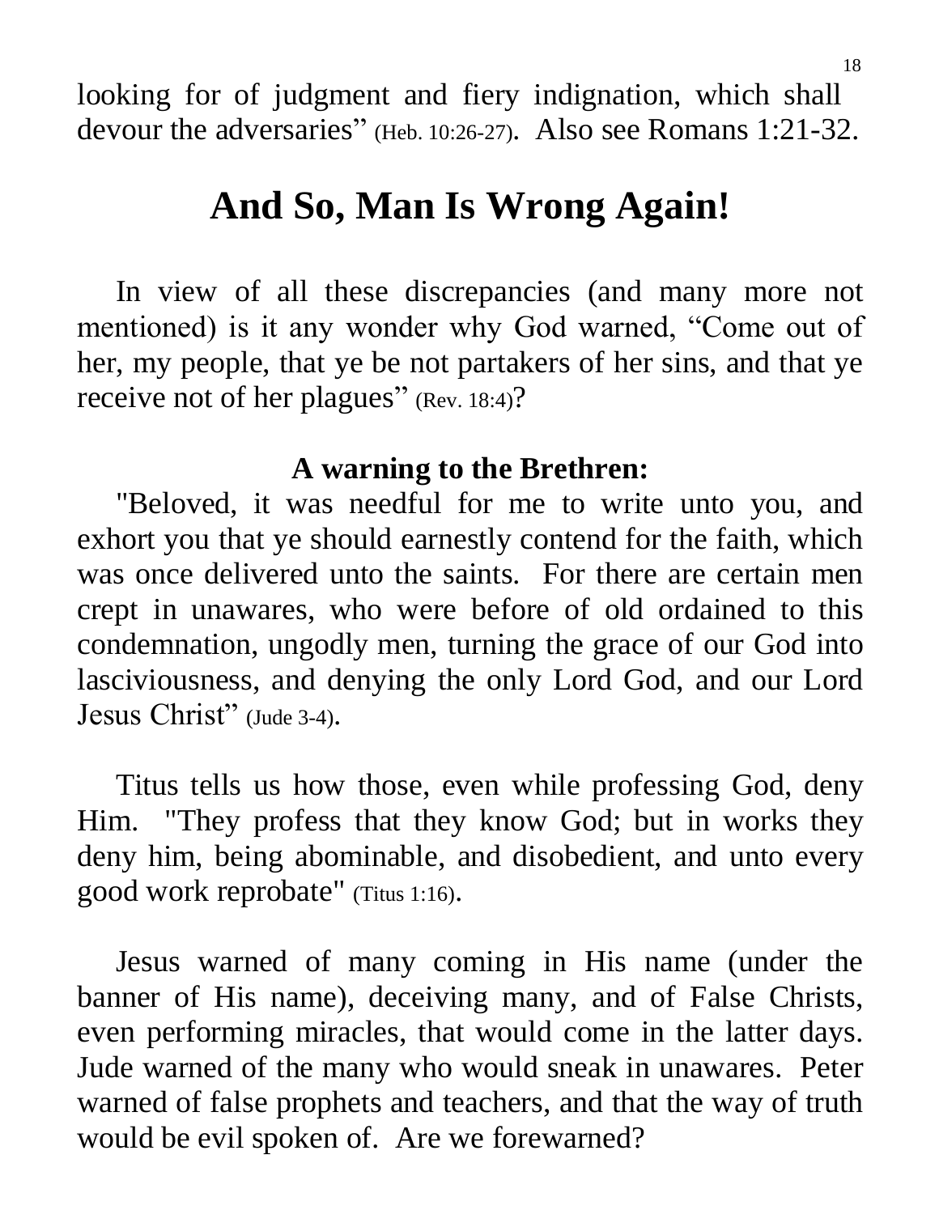looking for of judgment and fiery indignation, which shall devour the adversaries" (Heb. 10:26-27). Also see Romans 1:21-32.

# And So, Man Is Wrong Again!

In view of all these discrepancies (and many more not mentioned) is it any wonder why God warned, "Come out of her, my people, that ye be not partakers of her sins, and that ye receive not of her plagues" (Rev. 18:4)?

**A warning to the Brethren:**

"Beloved, it was needful for me to write unto you, and exhort you that ye should earnestly contend for the faith, which was once delivered unto the saints. For there are certain men crept in unawares, who were before of old ordained to this condemnation, ungodly men, turning the grace of our God into lasciviousness, and denying the only Lord God, and our Lord Jesus Christ" (Jude 3-4).

Titus tells us how those, even while professing God, deny Him. "They profess that they know God; but in works they deny him, being abominable, and disobedient, and unto every good work reprobate" (Titus 1:16).

Jesus warned of many coming in His name (under the banner of His name), deceiving many, and of False Christs, even performing miracles, that would come in the latter days. Jude warned of the many who would sneak in unawares. Peter warned of false prophets and teachers, and that the way of truth would be evil spoken of. Are we forewarned?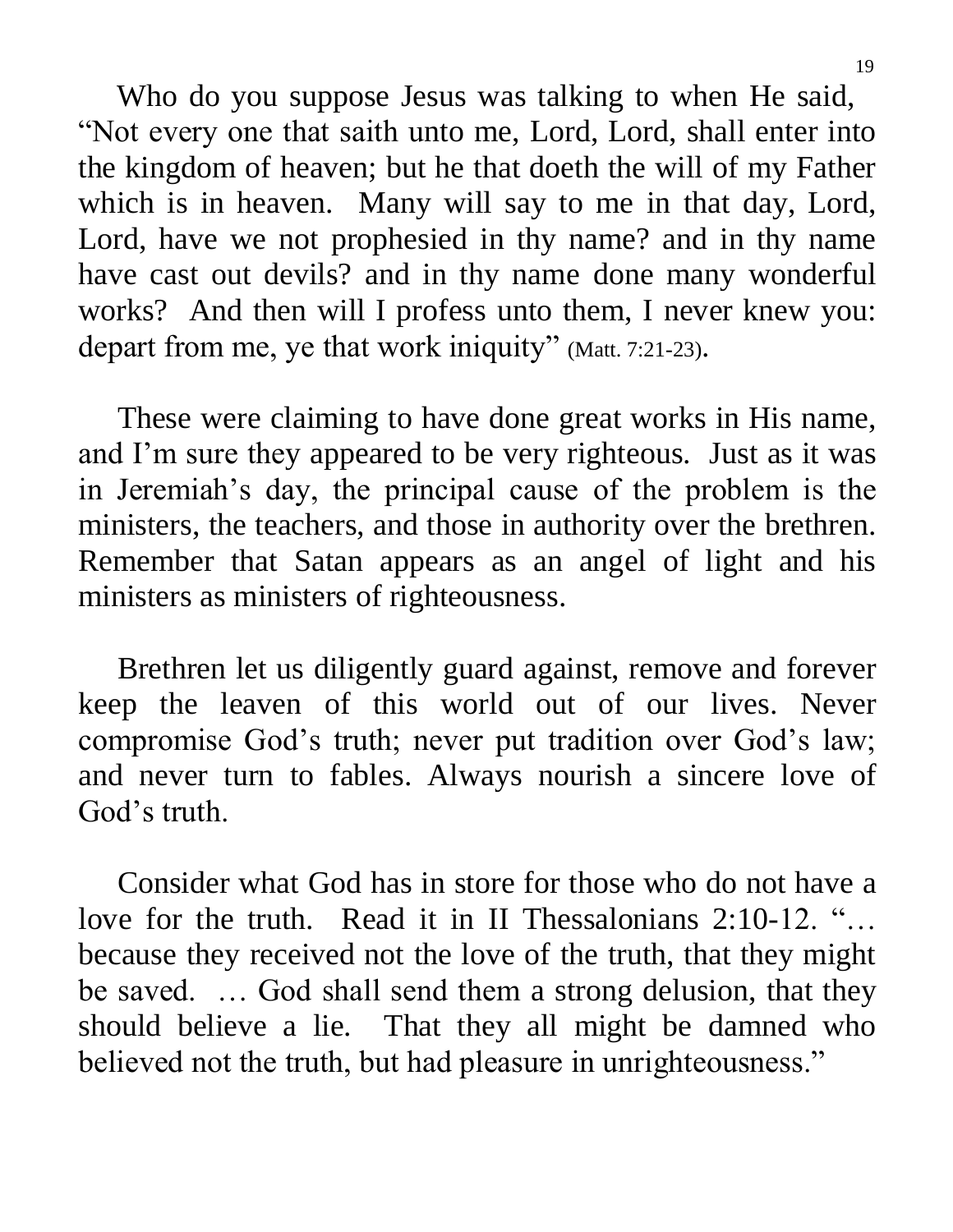Who do you suppose Jesus was talking to when He said, "Not every one that saith unto me, Lord, Lord, shall enter into the kingdom of heaven; but he that doeth the will of my Father which is in heaven. Many will say to me in that day, Lord, Lord, have we not prophesied in thy name? and in thy name have cast out devils? and in thy name done many wonderful works? And then will I profess unto them, I never knew you: depart from me, ye that work iniquity" (Matt. 7:21-23).

These were claiming to have done great works in His name, and I'm sure they appeared to be very righteous. Just as it was in Jeremiah's day, the principal cause of the problem is the ministers, the teachers, and those in authority over the brethren. Remember that Satan appears as an angel of light and his ministers as ministers of righteousness.

Brethren let us diligently guard against, remove and forever keep the leaven of this world out of our lives. Never compromise God's truth; never put tradition over God's law; and never turn to fables. Always nourish a sincere love of God's truth.

Consider what God has in store for those who do not have a love for the truth. Read it in II Thessalonians 2:10-12. "… because they received not the love of the truth, that they might be saved. … God shall send them a strong delusion, that they should believe a lie. That they all might be damned who believed not the truth, but had pleasure in unrighteousness."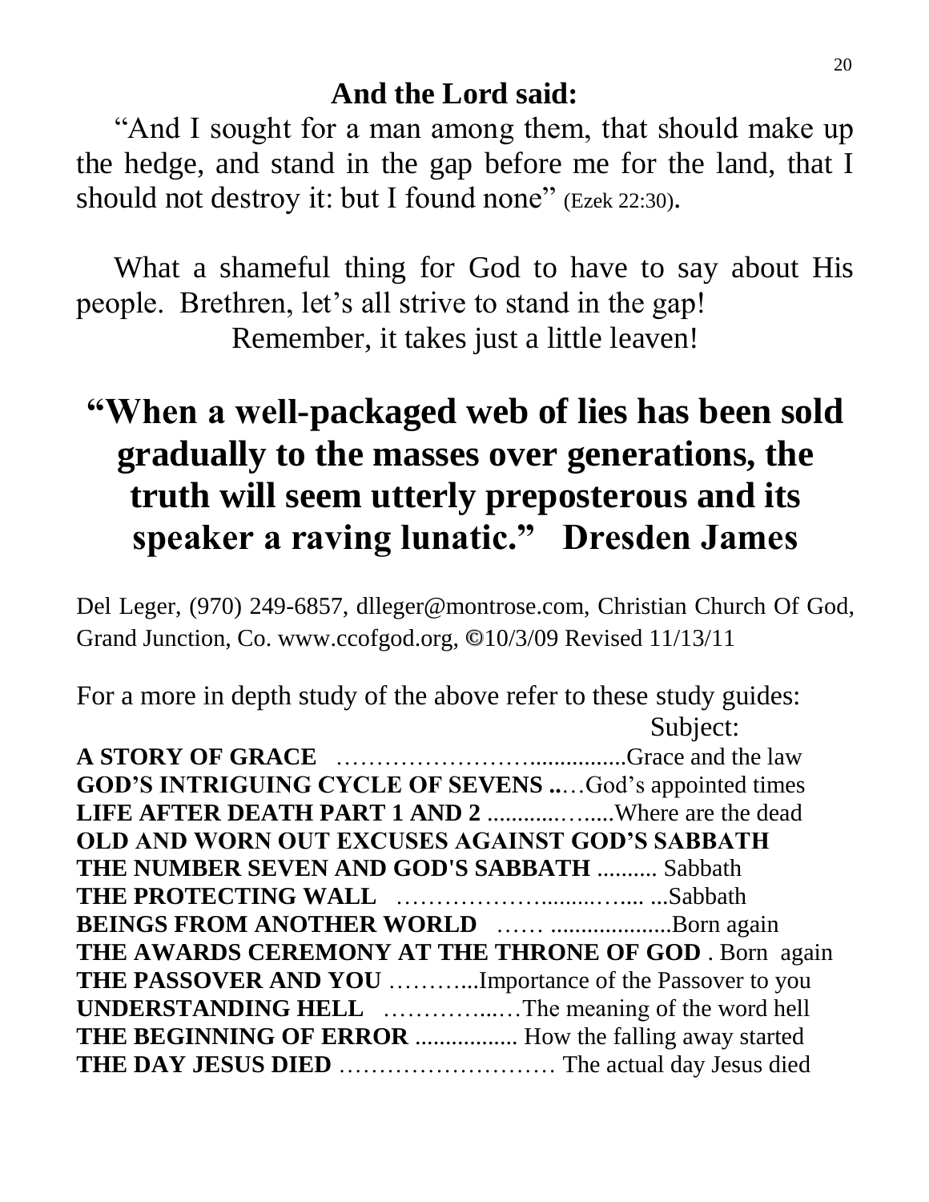## And the Lord said:

"And I sought for a man among them, that should make up the hedge, and stand in the gap before me for the land, that I should not destroy it: but I found none" (Ezek 22:30).

What a shameful thing for God to have to say about His people. Brethren, let's all strive to stand in the gap!

Remember, it takes just a little leaven!

## "When a well-packaged web of lies has been sold gradually to the masses over generations, the truth will seem utterly preposterous and its speaker a raving lunatic." Dresden James

Del Leger, (970) 249-6857, dlleger@montrose.com, Christian Church Of God, Grand Junction, Co. www.ccofgod.org, ©10/3/09 Revised 11/13/11

For a more in depth study of the above refer to these study guides:

Subject:

**A STORY OF GRACE** ………………………...............Grace and the law
**GOD'S INTRIGUING CYCLE OF SEVENS** ..…God's appointed times
**LIFE AFTER DEATH PART 1 AND 2** ............…......Where are the dead
**OLD AND WORN OUT EXCUSES AGAINST GOD'S SABBATH**
**THE NUMBER SEVEN AND GOD'S SABBATH** .......... Sabbath
**THE PROTECTING WALL** ………………..........….... ...Sabbath
**BEINGS FROM ANOTHER WORLD** …… ....................Born again
**THE AWARDS CEREMONY AT THE THRONE OF GOD** . Born again
**THE PASSOVER AND YOU** ………...Importance of the Passover to you
**UNDERSTANDING HELL** …………...…The meaning of the word hell
**THE BEGINNING OF ERROR** ................. How the falling away started
**THE DAY JESUS DIED** ……………………… The actual day Jesus died